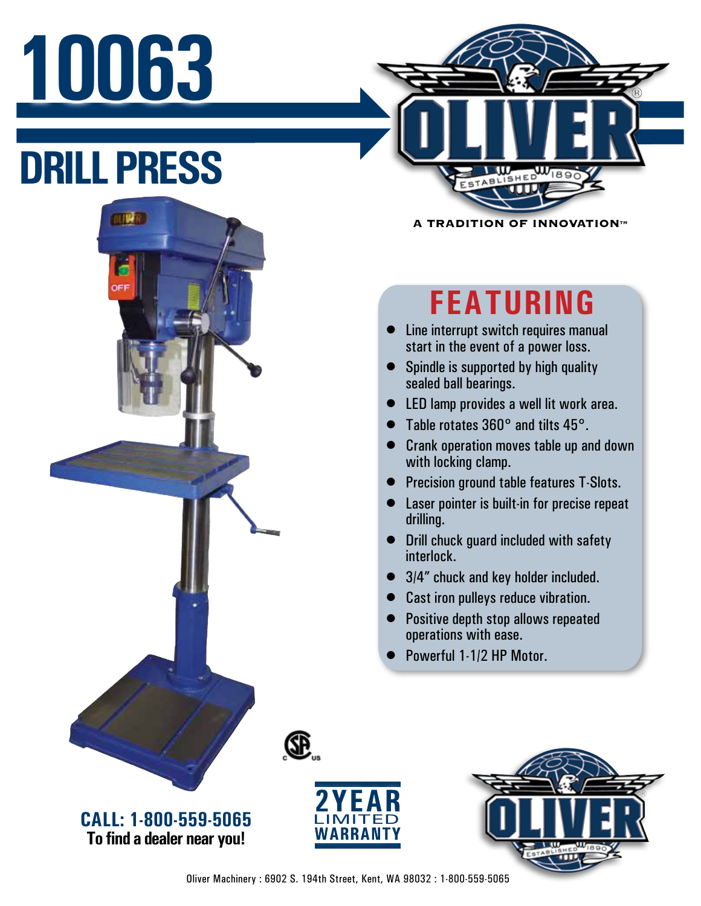# 10063

# DRILL PRESS

OLIVER ESTABLISHED 1890

A TRADITION OF INNOVATION™

## FEATURING

- Line interrupt switch requires manual start in the event of a power loss.
- Spindle is supported by high quality sealed ball bearings.
- LED lamp provides a well lit work area.
- Table rotates 360° and tilts 45°.
- Crank operation moves table up and down with locking clamp.
- Precision ground table features T-Slots.
- Laser pointer is built-in for precise repeat drilling.
- Drill chuck guard included with safety interlock.
- 3/4" chuck and key holder included.
- Cast iron pulleys reduce vibration.
- Positive depth stop allows repeated operations with ease.
- Powerful 1-1/2 HP Motor.

**CALL: 1-800-559-5065**
**To find a dealer near you!**

**2 YEAR LIMITED WARRANTY**

Oliver Machinery : 6902 S. 194th Street, Kent, WA 98032 : 1-800-559-5065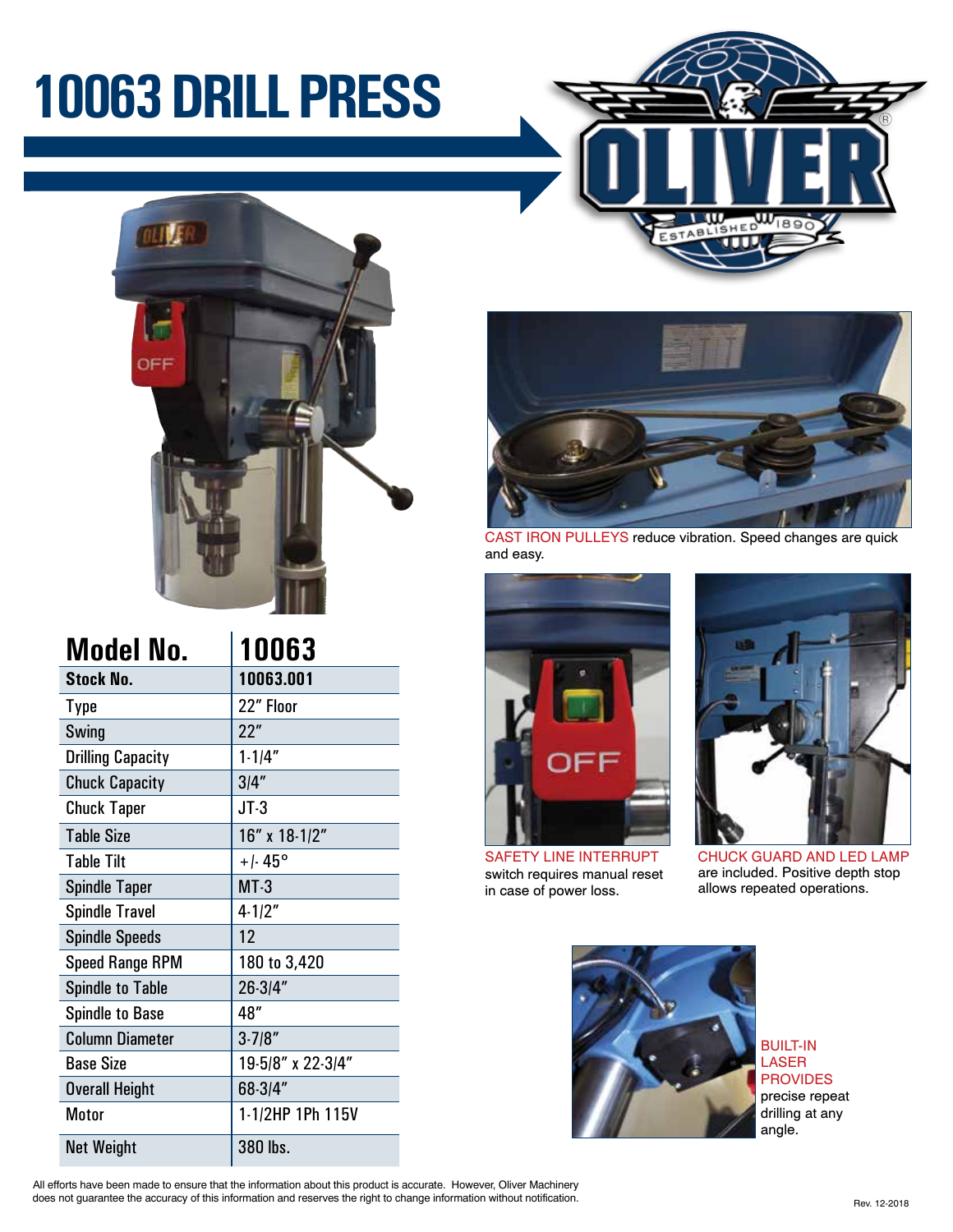# 10063 DRILL PRESS

| Model No. | 10063 |
|---|---|
| Stock No. | 10063.001 |
| Type | 22″ Floor |
| Swing | 22″ |
| Drilling Capacity | 1-1/4″ |
| Chuck Capacity | 3/4″ |
| Chuck Taper | JT-3 |
| Table Size | 16″ x 18-1/2″ |
| Table Tilt | +/- 45° |
| Spindle Taper | MT-3 |
| Spindle Travel | 4-1/2″ |
| Spindle Speeds | 12 |
| Speed Range RPM | 180 to 3,420 |
| Spindle to Table | 26-3/4″ |
| Spindle to Base | 48″ |
| Column Diameter | 3-7/8″ |
| Base Size | 19-5/8″ x 22-3/4″ |
| Overall Height | 68-3/4″ |
| Motor | 1-1/2HP 1Ph 115V |
| Net Weight | 380 lbs. |

CAST IRON PULLEYS reduce vibration. Speed changes are quick and easy.

SAFETY LINE INTERRUPT switch requires manual reset in case of power loss.

CHUCK GUARD AND LED LAMP are included. Positive depth stop allows repeated operations.

BUILT-IN LASER PROVIDES precise repeat drilling at any angle.

All efforts have been made to ensure that the information about this product is accurate. However, Oliver Machinery does not guarantee the accuracy of this information and reserves the right to change information without notification.

Rev. 12-2018